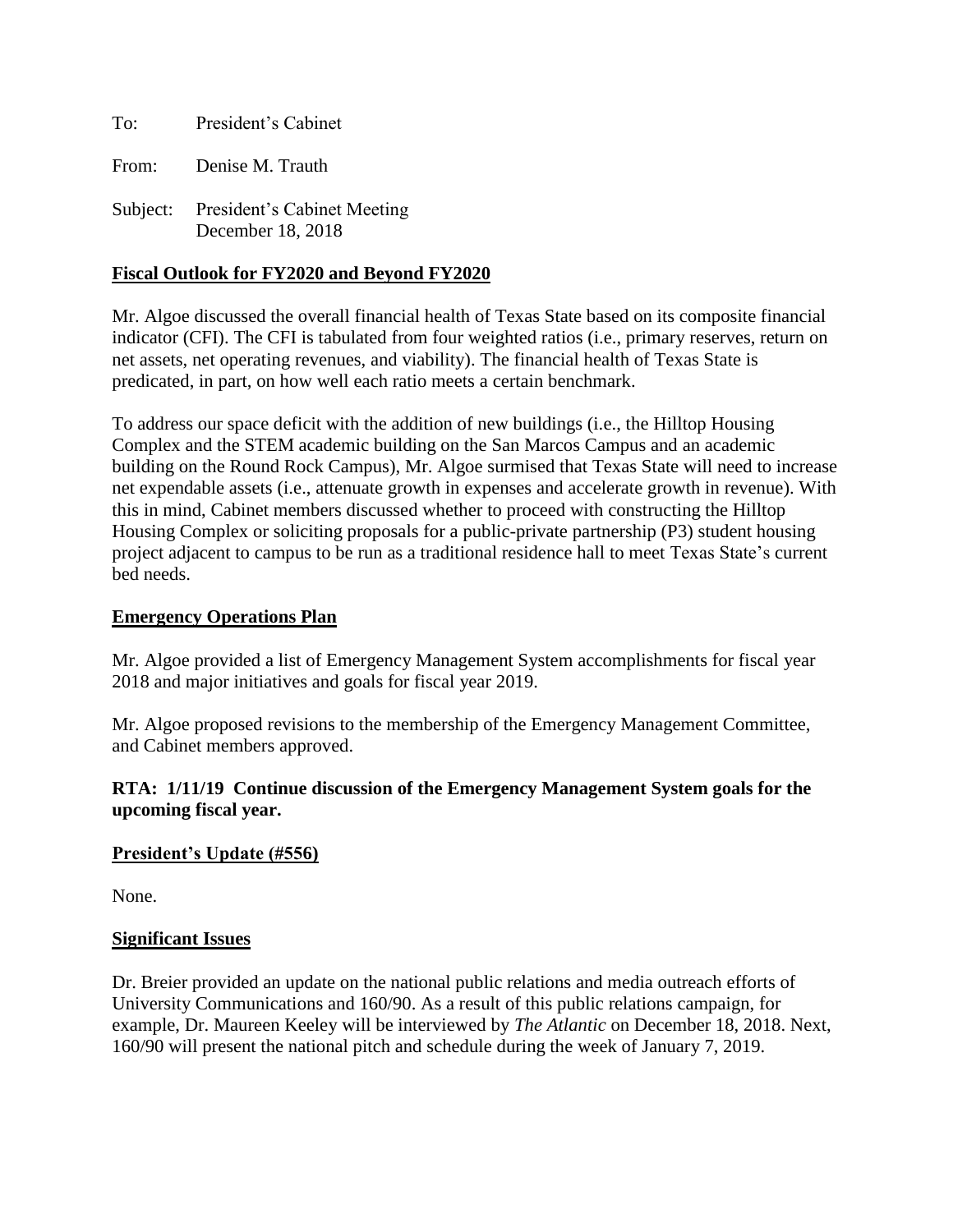To: President's Cabinet

From: Denise M. Trauth

Subject: President's Cabinet Meeting
December 18, 2018

**Fiscal Outlook for FY2020 and Beyond FY2020**

Mr. Algoe discussed the overall financial health of Texas State based on its composite financial indicator (CFI). The CFI is tabulated from four weighted ratios (i.e., primary reserves, return on net assets, net operating revenues, and viability). The financial health of Texas State is predicated, in part, on how well each ratio meets a certain benchmark.

To address our space deficit with the addition of new buildings (i.e., the Hilltop Housing Complex and the STEM academic building on the San Marcos Campus and an academic building on the Round Rock Campus), Mr. Algoe surmised that Texas State will need to increase net expendable assets (i.e., attenuate growth in expenses and accelerate growth in revenue). With this in mind, Cabinet members discussed whether to proceed with constructing the Hilltop Housing Complex or soliciting proposals for a public-private partnership (P3) student housing project adjacent to campus to be run as a traditional residence hall to meet Texas State's current bed needs.

**Emergency Operations Plan**

Mr. Algoe provided a list of Emergency Management System accomplishments for fiscal year 2018 and major initiatives and goals for fiscal year 2019.

Mr. Algoe proposed revisions to the membership of the Emergency Management Committee, and Cabinet members approved.

**RTA: 1/11/19 Continue discussion of the Emergency Management System goals for the upcoming fiscal year.**

**President's Update (#556)**

None.

**Significant Issues**

Dr. Breier provided an update on the national public relations and media outreach efforts of University Communications and 160/90. As a result of this public relations campaign, for example, Dr. Maureen Keeley will be interviewed by *The Atlantic* on December 18, 2018. Next, 160/90 will present the national pitch and schedule during the week of January 7, 2019.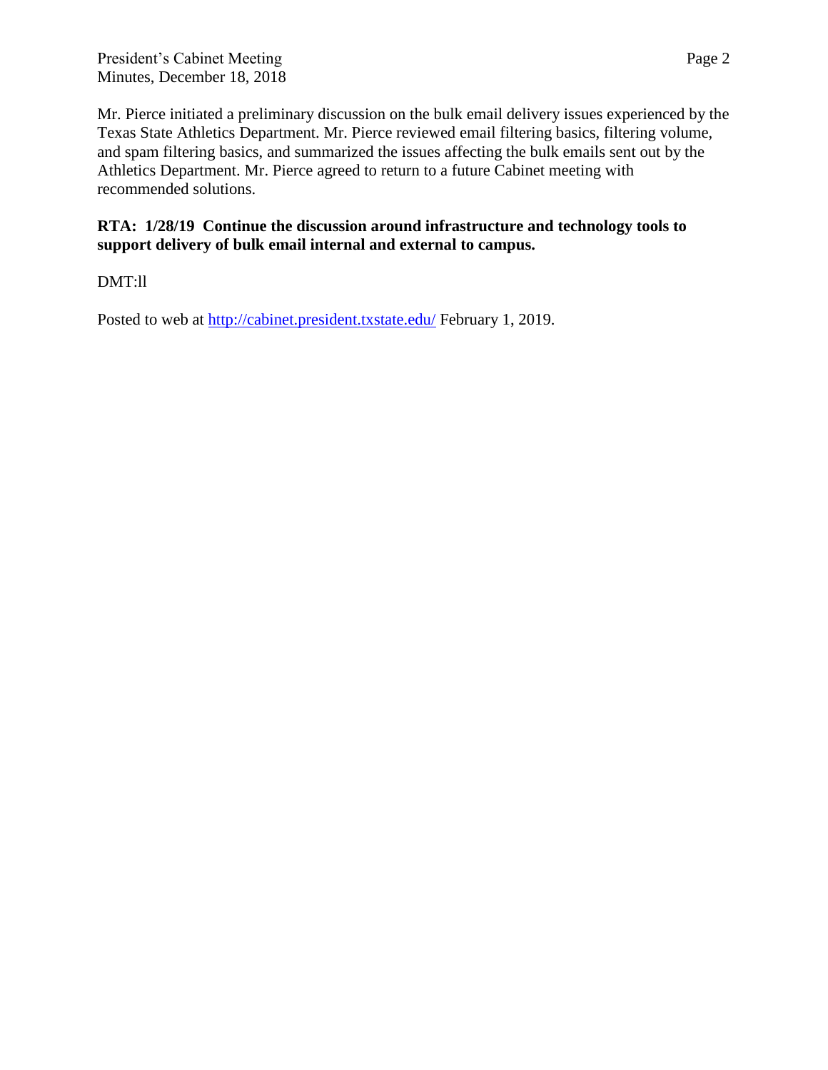Mr. Pierce initiated a preliminary discussion on the bulk email delivery issues experienced by the Texas State Athletics Department. Mr. Pierce reviewed email filtering basics, filtering volume, and spam filtering basics, and summarized the issues affecting the bulk emails sent out by the Athletics Department. Mr. Pierce agreed to return to a future Cabinet meeting with recommended solutions.

**RTA: 1/28/19 Continue the discussion around infrastructure and technology tools to support delivery of bulk email internal and external to campus.**

DMT:ll

Posted to web at http://cabinet.president.txstate.edu/ February 1, 2019.